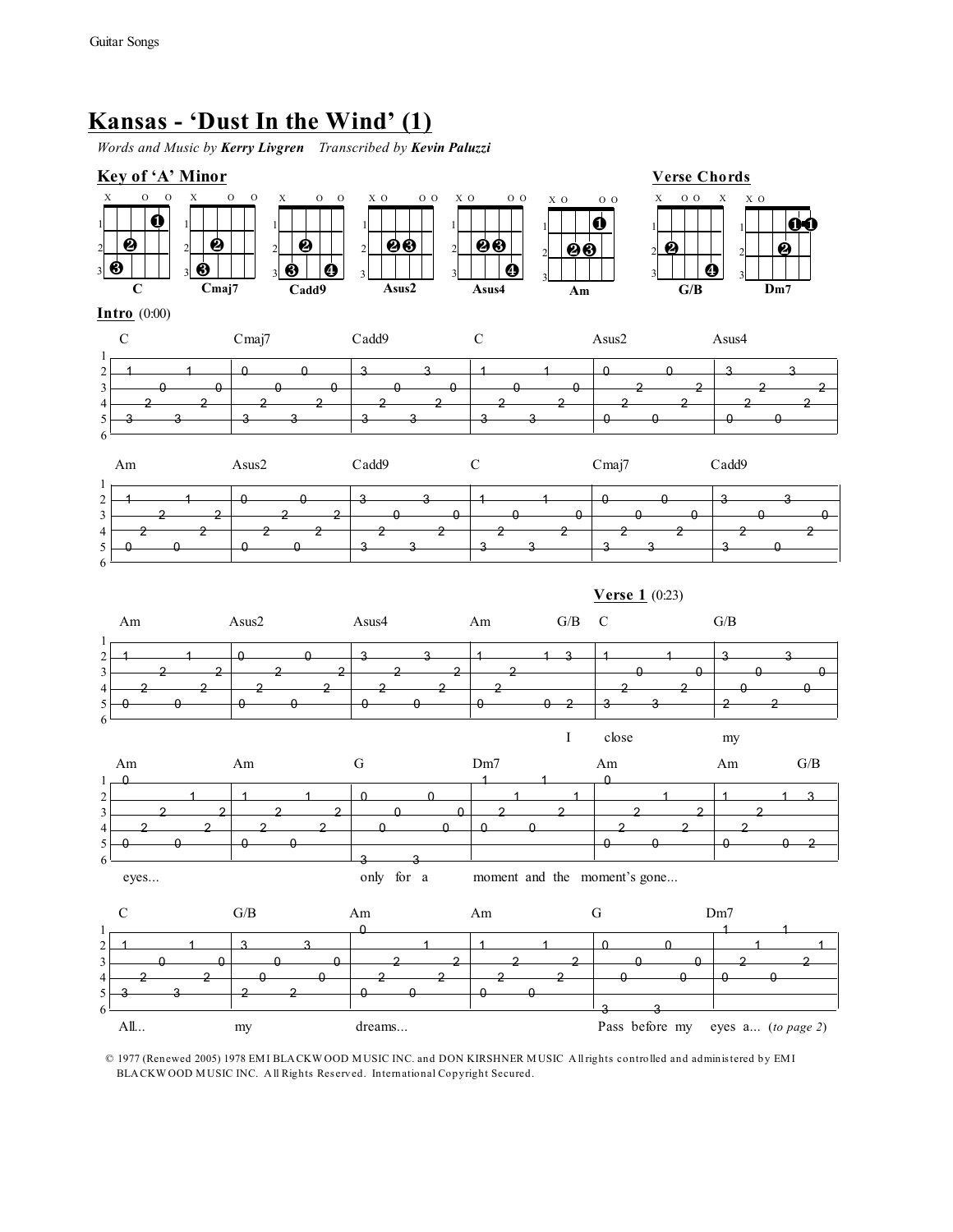# Kansas - 'Dust In the Wind' (1)

*Words and Music by* ***Kerry Livgren*** *Transcribed by* ***Kevin Paluzzi***

**Key of 'A' Minor**

**Verse Chords**

C, Cmaj7, Cadd9, Asus2, Asus4, Am, G/B, Dm7

**Intro** (0:00)

```
  C                   Cmaj7               Cadd9               C                   Asus2               Asus4
1|--------------------|--------------------|--------------------|--------------------|--------------------|--------------------|
2|--1-------1---------|--0-------0---------|--3-------3---------|--1-------1---------|--0-------0---------|--3-------3---------|
3|------0-------0-----|------0-------0-----|------0-------0-----|------0-------0-----|------2-------2-----|------2-------2-----|
4|----2-------2-------|----2-------2-------|----2-------2-------|----2-------2-------|----2-------2-------|----2-------2-------|
5|3-------3-----------|3-------3-----------|3-------3-----------|3-------3-----------|0-------0-----------|0-------0-----------|
6|--------------------|--------------------|--------------------|--------------------|--------------------|--------------------|

  Am                  Asus2               Cadd9               C                   Cmaj7               Cadd9
1|--------------------|--------------------|--------------------|--------------------|--------------------|--------------------|
2|--1-------1---------|--0-------0---------|--3-------3---------|--1-------1---------|--0-------0---------|--3-------3---------|
3|------2-------2-----|------2-------2-----|------0-------0-----|------0-------0-----|------0-------0-----|------0-------0-----|
4|----2-------2-------|----2-------2-------|----2-------2-------|----2-------2-------|----2-------2-------|----2-------2-------|
5|0-------0-----------|0-------0-----------|3-------3-----------|3-------3-----------|3-------3-----------|3-------0-----------|
6|--------------------|--------------------|--------------------|--------------------|--------------------|--------------------|
```

**Verse 1** (0:23)

```
  Am                  Asus2               Asus4               Am           G/B    C                   G/B
1|--------------------|--------------------|--------------------|--------------------|--------------------|--------------------|
2|--1-------1---------|--0-------0---------|--3-------3---------|--1-----------1--3--|--1-------1---------|--3-------3---------|
3|------2-------2-----|------2-------2-----|------2-------2-----|------2-------------|------0-------0-----|------0-------0-----|
4|----2-------2-------|----2-------2-------|----2-------2-------|----2---------------|----2-------2-------|----0-------0-------|
5|0-------0-----------|0-------0-----------|0-------0-----------|0-----------0--2----|3-------3-----------|2-------2-----------|
6|--------------------|--------------------|--------------------|--------------------|--------------------|--------------------|
                                                                                  I    close                my

  Am                  Am                  G                   Dm7                 Am                  Am           G/B
1|0-------------------|--------------------|--------------------|----1-------1-------|0-------------------|--------------------|
2|----------1---------|--1-------1---------|--0-------0---------|--------1-------1---|----------1---------|--1-----------1--3--|
3|------2-------2-----|------2-------2-----|------0-------0-----|--2-------2---------|------2-------2-----|------2-------------|
4|----2-------2-------|----2-------2-------|----0-------0-------|0-------0-----------|----2-------2-------|----2---------------|
5|0-------0-----------|0-------0-----------|--------------------|--------------------|0-------0-----------|0-----------0--2----|
6|--------------------|--------------------|3-------3-----------|--------------------|--------------------|--------------------|
  eyes...                                  only for a           moment and the moment's gone...

  C                   G/B                 Am                  Am                  G                   Dm7
1|--------------------|--------------------|0-------------------|--------------------|--------------------|----1-------1-------|
2|--1-------1---------|--3-------3---------|----------1---------|--1-------1---------|--0-------0---------|--------1-------1---|
3|------0-------0-----|------0-------0-----|------2-------2-----|------2-------2-----|------0-------0-----|--2-------2---------|
4|----2-------2-------|----0-------0-------|----2-------2-------|----2-------2-------|----0-------0-------|0-------0-----------|
5|3-------3-----------|2-------2-----------|0-------0-----------|0-------0-----------|--------------------|--------------------|
6|--------------------|--------------------|--------------------|--------------------|3-------3-----------|--------------------|
  All...               my                  dreams...                                Pass before my       eyes a... (to page 2)
```

© 1977 (Renewed 2005) 1978 EMI BLACKWOOD MUSIC INC. and DON KIRSHNER MUSIC All rights controlled and administered by EMI BLACKWOOD MUSIC INC. All Rights Reserved. International Copyright Secured.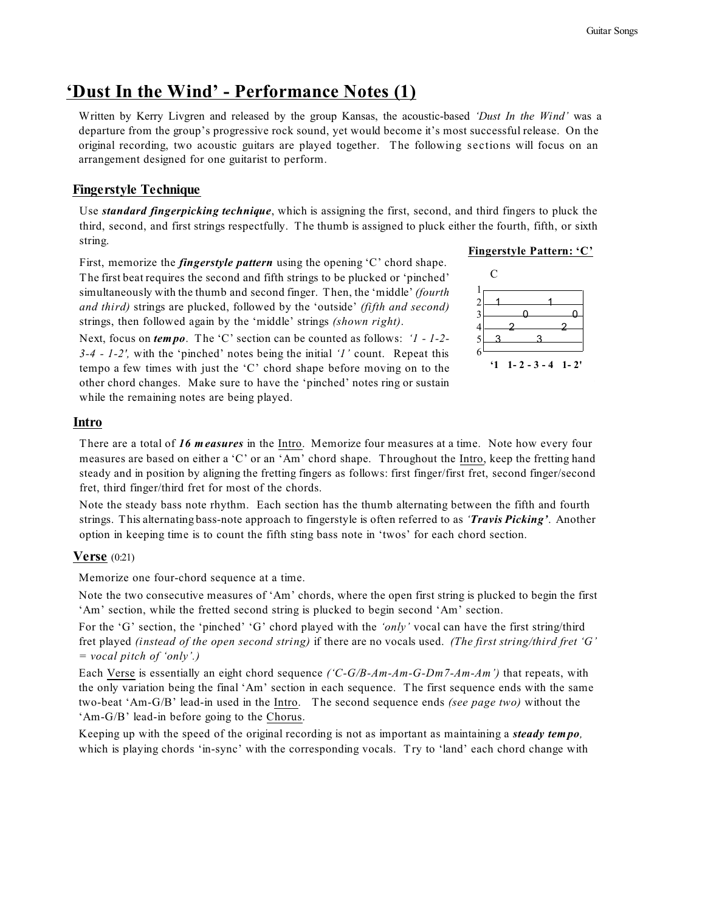# 'Dust In the Wind' - Performance Notes (1)

Written by Kerry Livgren and released by the group Kansas, the acoustic-based *'Dust In the Wind'* was a departure from the group's progressive rock sound, yet would become it's most successful release. On the original recording, two acoustic guitars are played together. The following sections will focus on an arrangement designed for one guitarist to perform.

## Fingerstyle Technique

Use ***standard fingerpicking technique***, which is assigning the first, second, and third fingers to pluck the third, second, and first strings respectfully. The thumb is assigned to pluck either the fourth, fifth, or sixth string.

First, memorize the ***fingerstyle pattern*** using the opening 'C' chord shape. The first beat requires the second and fifth strings to be plucked or 'pinched' simultaneously with the thumb and second finger. Then, the 'middle' *(fourth and third)* strings are plucked, followed by the 'outside' *(fifth and second)* strings, then followed again by the 'middle' strings *(shown right)*.

Next, focus on ***tempo***. The 'C' section can be counted as follows: *'1 - 1-2-3-4 - 1-2',* with the 'pinched' notes being the initial *'1'* count. Repeat this tempo a few times with just the 'C' chord shape before moving on to the other chord changes. Make sure to have the 'pinched' notes ring or sustain while the remaining notes are being played.

**Fingerstyle Pattern: 'C'**

```
   C
1|-----------------------
2|--1----------1---------
3|--------0----------0---
4|-----2----------2------
5|--3-------3------------
6|-----------------------
  '1  1- 2 - 3 - 4  1- 2'
```

## Intro

There are a total of ***16 measures*** in the Intro. Memorize four measures at a time. Note how every four measures are based on either a 'C' or an 'Am' chord shape. Throughout the Intro, keep the fretting hand steady and in position by aligning the fretting fingers as follows: first finger/first fret, second finger/second fret, third finger/third fret for most of the chords.

Note the steady bass note rhythm. Each section has the thumb alternating between the fifth and fourth strings. This alternating bass-note approach to fingerstyle is often referred to as ***'Travis Picking'***. Another option in keeping time is to count the fifth sting bass note in 'twos' for each chord section.

## Verse (0:21)

Memorize one four-chord sequence at a time.

Note the two consecutive measures of 'Am' chords, where the open first string is plucked to begin the first 'Am' section, while the fretted second string is plucked to begin second 'Am' section.

For the 'G' section, the 'pinched' 'G' chord played with the *'only'* vocal can have the first string/third fret played *(instead of the open second string)* if there are no vocals used. *(The first string/third fret 'G' = vocal pitch of 'only'.)*

Each Verse is essentially an eight chord sequence *('C-G/B-Am-Am-G-Dm7-Am-Am')* that repeats, with the only variation being the final 'Am' section in each sequence. The first sequence ends with the same two-beat 'Am-G/B' lead-in used in the Intro. The second sequence ends *(see page two)* without the 'Am-G/B' lead-in before going to the Chorus.

Keeping up with the speed of the original recording is not as important as maintaining a ***steady tempo,*** which is playing chords 'in-sync' with the corresponding vocals. Try to 'land' each chord change with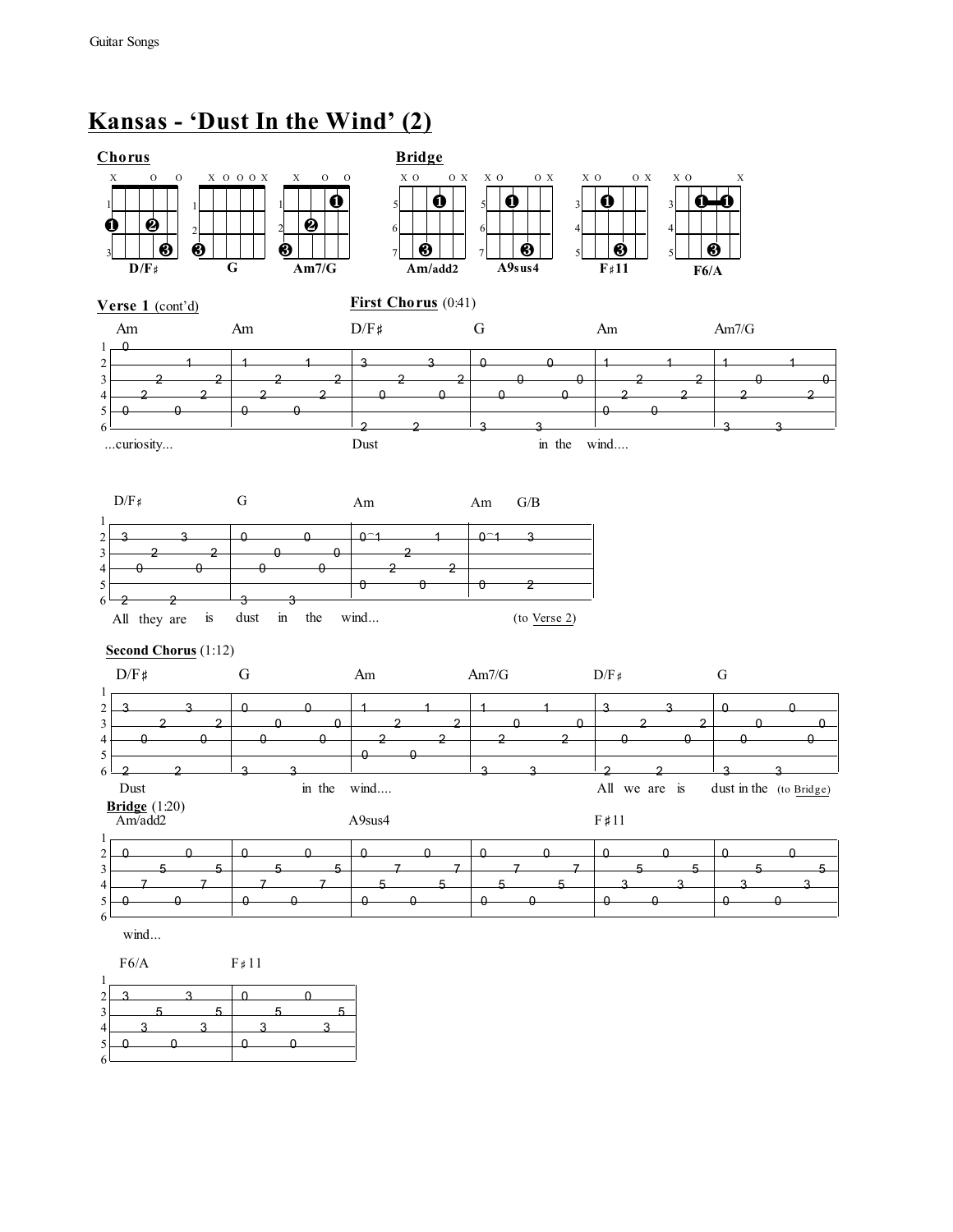# Kansas - 'Dust In the Wind' (2)

**Chorus**

D/F♯ — G — Am7/G

**Bridge**

Am/add2 — A9sus4 — F♯11 — F6/A

**Verse 1** (cont'd)

**First Chorus** (0:41)

```
   Am                  Am                  D/F#                G                   Am                  Am7/G
1|-0-------------------|-------------------|-------------------|-------------------|-------------------|-------------------|
2|-----------1---------|-1---------1-------|-3---------3-------|-0---------0-------|-1---------1-------|-1---------1-------|
3|-------2---------2---|-------2---------2-|-------2---------2-|-------0---------0-|-------2---------2-|-------0---------0-|
4|----2-------2--------|----2-------2------|----0-------0------|----0-------0------|----2-------2------|----2-------2------|
5|-0-------0-----------|-0-------0---------|-------------------|-------------------|-0-------0---------|-------------------|
6|---------------------|-------------------|-2-------2---------|-3-------3---------|-------------------|-3-------3---------|
```

...curiosity... Dust in the wind....

```
   D/F#                G                   Am                  Am   G/B
1|-------------------|-------------------|-------------------|-------------------|
2|-3---------3-------|-0---------0-------|-0~1--------1------|-0~1-----3---------|
3|-------2---------2-|-------0---------0-|-------2-----------|-------------------|
4|----0-------0------|----0-------0------|----2-------2------|-------------------|
5|-------------------|-------------------|-0-------0---------|-0-------2---------|
6|-2-------2---------|-3-------3---------|-------------------|-------------------|
```

All they are is dust in the wind... (to Verse 2)

**Second Chorus** (1:12)

```
   D/F#                G                   Am                  Am7/G               D/F#                G
1|-------------------|-------------------|-------------------|-------------------|-------------------|-------------------|
2|-3---------3-------|-0---------0-------|-1---------1-------|-1---------1-------|-3---------3-------|-0---------0-------|
3|-------2---------2-|-------0---------0-|-------2---------2-|-------0---------0-|-------2---------2-|-------0---------0-|
4|----0-------0------|----0-------0------|----2-------2------|----2-------2------|----0-------0------|----0-------0------|
5|-------------------|-------------------|-0-------0---------|-------------------|-------------------|-------------------|
6|-2-------2---------|-3-------3---------|-------------------|-3-------3---------|-2-------2---------|-3-------3---------|
```

Dust in the wind.... All we are is dust in the (to Bridge)

**Bridge** (1:20)

```
   Am/add2                                 A9sus4                                  F#11
1|-------------------|-------------------|-------------------|-------------------|-------------------|-------------------|
2|-0---------0-------|-0---------0-------|-0---------0-------|-0---------0-------|-0---------0-------|-0---------0-------|
3|-------5---------5-|-------5---------5-|-------7---------7-|-------7---------7-|-------5---------5-|-------5---------5-|
4|----7-------7------|----7-------7------|----5-------5------|----5-------5------|----3-------3------|----3-------3------|
5|-0-------0---------|-0-------0---------|-0-------0---------|-0-------0---------|-0-------0---------|-0-------0---------|
6|-------------------|-------------------|-------------------|-------------------|-------------------|-------------------|
```

wind...

```
   F6/A                F#11
1|-------------------|-------------------|
2|-3---------3-------|-0---------0-------|
3|-------5---------5-|-------5---------5-|
4|----3-------3------|----3-------3------|
5|-0-------0---------|-0-------0---------|
6|-------------------|-------------------|
```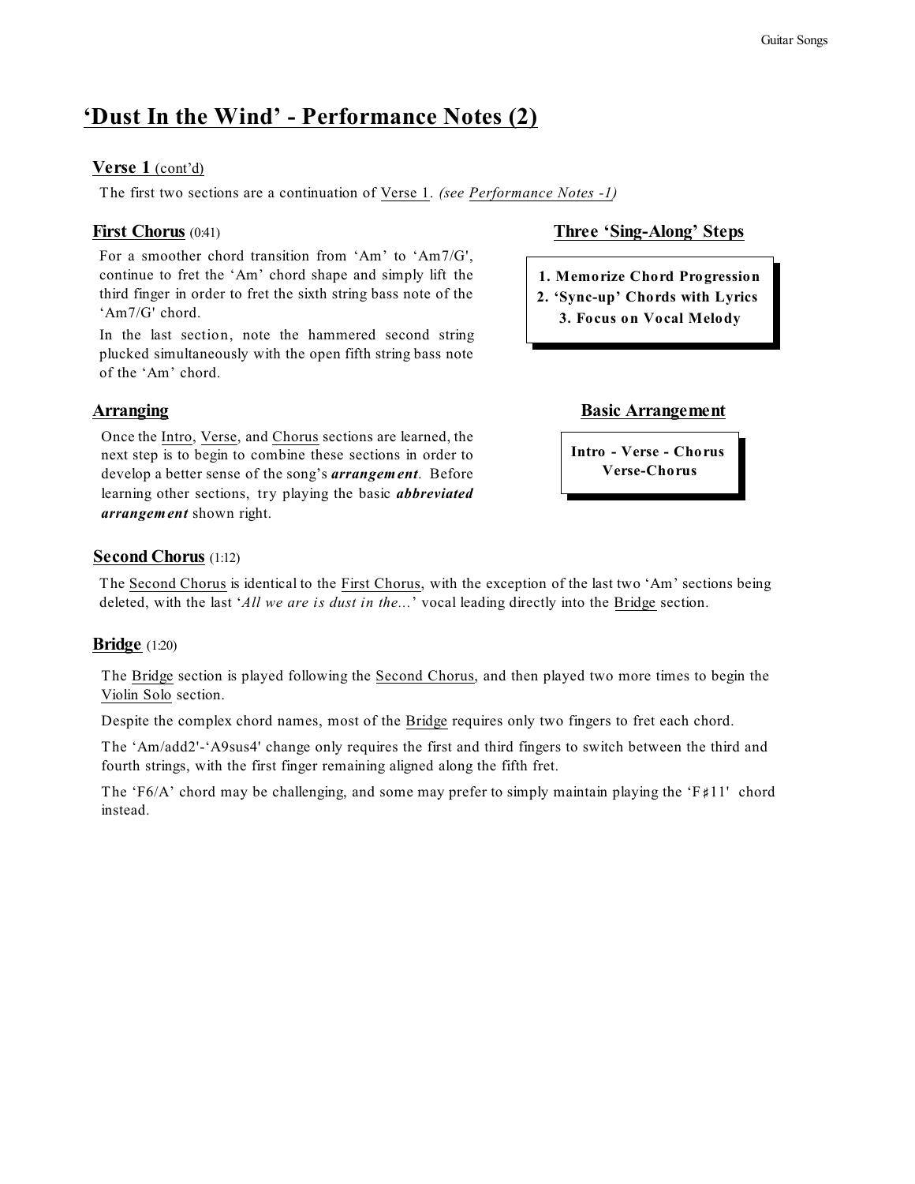# 'Dust In the Wind' - Performance Notes (2)

## Verse 1 (cont'd)

The first two sections are a continuation of Verse 1. *(see Performance Notes -1)*

## First Chorus (0:41)

For a smoother chord transition from 'Am' to 'Am7/G', continue to fret the 'Am' chord shape and simply lift the third finger in order to fret the sixth string bass note of the 'Am7/G' chord.

In the last section, note the hammered second string plucked simultaneously with the open fifth string bass note of the 'Am' chord.

### Three 'Sing-Along' Steps

**1. Memorize Chord Progression**
**2. 'Sync-up' Chords with Lyrics**
**3. Focus on Vocal Melody**

## Arranging

Once the Intro, Verse, and Chorus sections are learned, the next step is to begin to combine these sections in order to develop a better sense of the song's ***arrangement***. Before learning other sections, try playing the basic ***abbreviated arrangement*** shown right.

### Basic Arrangement

**Intro - Verse - Chorus**
**Verse-Chorus**

## Second Chorus (1:12)

The Second Chorus is identical to the First Chorus, with the exception of the last two 'Am' sections being deleted, with the last '*All we are is dust in the...*' vocal leading directly into the Bridge section.

## Bridge (1:20)

The Bridge section is played following the Second Chorus, and then played two more times to begin the Violin Solo section.

Despite the complex chord names, most of the Bridge requires only two fingers to fret each chord.

The 'Am/add2'-'A9sus4' change only requires the first and third fingers to switch between the third and fourth strings, with the first finger remaining aligned along the fifth fret.

The 'F6/A' chord may be challenging, and some may prefer to simply maintain playing the 'F♯11' chord instead.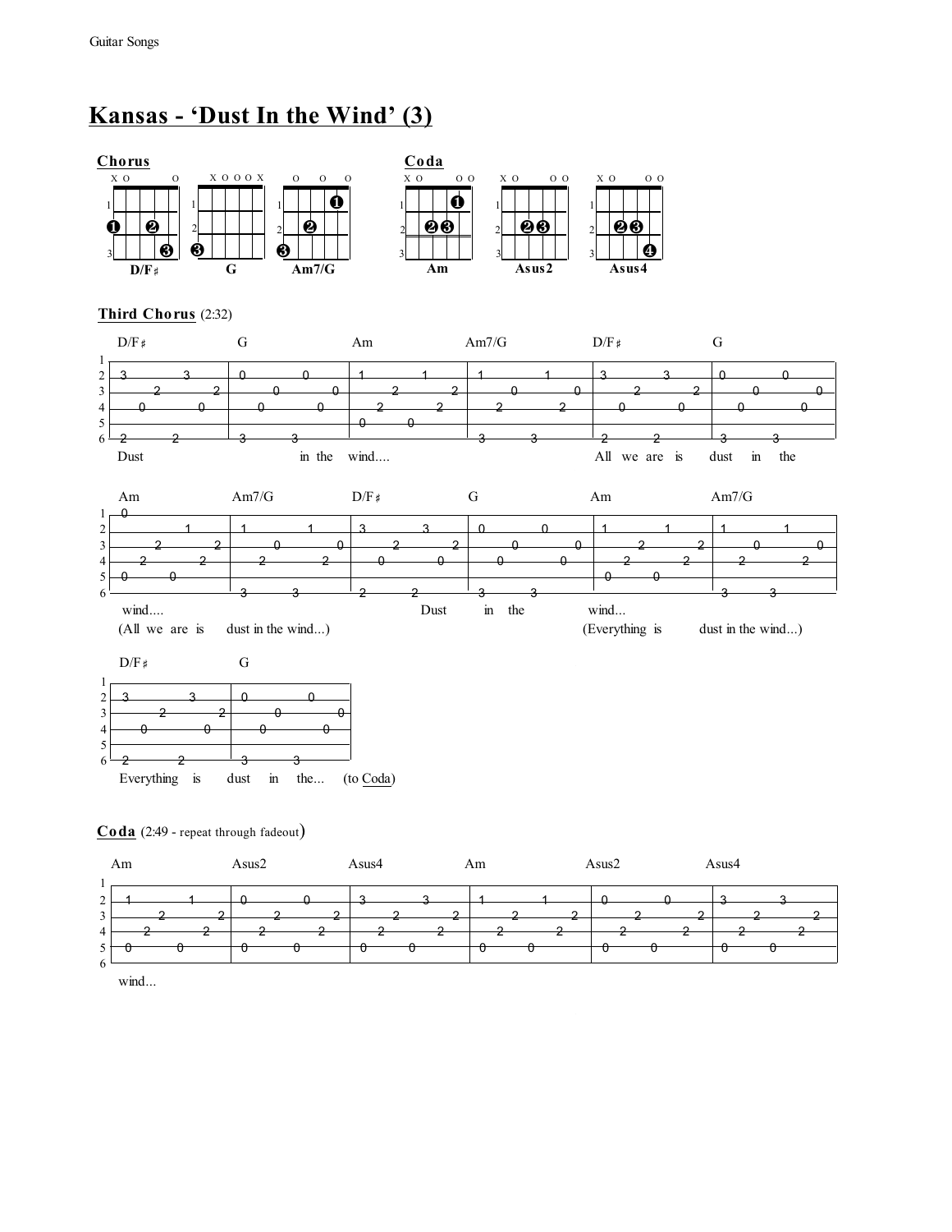# Kansas - 'Dust In the Wind' (3)

**Chorus**

D/F♯ G Am7/G

**Coda**

Am Asus2 Asus4

**Third Chorus** (2:32)

```
   D/F♯              G                 Am                Am7/G             D/F♯              G
1|-----------------|-----------------|-----------------|-----------------|-----------------|-----------------|
2|-3-------3-------|-0-------0-------|-1-------1-------|-1-------1-------|-3-------3-------|-0-------0-------|
3|-----2-------2---|-----0-------0---|-----2-------2---|-----0-------0---|-----2-------2---|-----0-------0---|
4|---0-------0-----|---0-------0-----|---2-------2-----|---2-------2-----|---0-------0-----|---0-------0-----|
5|-----------------|-----------------|-0---0-----------|-----------------|-----------------|-----------------|
6|-2---2-----------|-3---3-----------|-----------------|-3---3-----------|-2---2-----------|-3---3-----------|
   Dust                    in the      wind....                            All we are is     dust  in  the
```

```
   Am                Am7/G             D/F♯              G                 Am                Am7/G
1|-0---------------|-----------------|-----------------|-----------------|-----------------|-----------------|
2|-----------1-----|-1-------1-------|-3-------3-------|-0-------0-------|-1-------1-------|-1-------1-------|
3|-----2-------2---|-----0-------0---|-----2-------2---|-----0-------0---|-----2-------2---|-----0-------0---|
4|---2-------2-----|---2-------2-----|---0-------0-----|---0-------0-----|---2-------2-----|---2-------2-----|
5|-0---0-----------|-----------------|-----------------|-----------------|-0---0-----------|-----------------|
6|-----------------|-3---3-----------|-2---2-----------|-3---3-----------|-----------------|-3---3-----------|
   wind....                                    Dust       in   the         wind...
   (All we are is     dust in the wind...)                                 (Everything is     dust in the wind...)
```

```
   D/F♯              G
1|-----------------|-----------------|
2|-3-------3-------|-0-------0-------|
3|-----2-------2---|-----0-------0---|
4|---0-------0-----|---0-------0-----|
5|-----------------|-----------------|
6|-2---2-----------|-3---3-----------|
   Everything is     dust  in  the...  (to Coda)
```

**Coda** (2:49 - repeat through fadeout)

```
   Am                Asus2             Asus4             Am                Asus2             Asus4
1|-----------------|-----------------|-----------------|-----------------|-----------------|-----------------|
2|-1-------1-------|-0-------0-------|-3-------3-------|-1-------1-------|-0-------0-------|-3-------3-------|
3|-----2-------2---|-----2-------2---|-----2-------2---|-----2-------2---|-----2-------2---|-----2-------2---|
4|---2-------2-----|---2-------2-----|---2-------2-----|---2-------2-----|---2-------2-----|---2-------2-----|
5|-0---0-----------|-0---0-----------|-0---0-----------|-0---0-----------|-0---0-----------|-0---0-----------|
6|-----------------|-----------------|-----------------|-----------------|-----------------|-----------------|
   wind...
```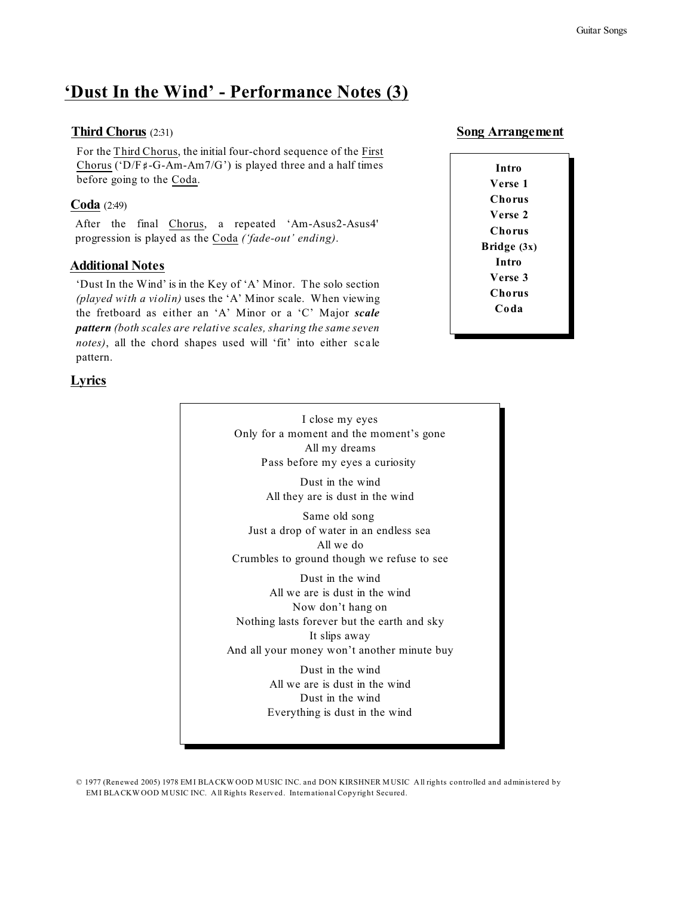# 'Dust In the Wind' - Performance Notes (3)

## Third Chorus (2:31)

For the Third Chorus, the initial four-chord sequence of the First Chorus ('D/F♯-G-Am-Am7/G') is played three and a half times before going to the Coda.

## Coda (2:49)

After the final Chorus, a repeated 'Am-Asus2-Asus4' progression is played as the Coda *('fade-out' ending)*.

## Additional Notes

'Dust In the Wind' is in the Key of 'A' Minor. The solo section *(played with a violin)* uses the 'A' Minor scale. When viewing the fretboard as either an 'A' Minor or a 'C' Major ***scale pattern*** *(both scales are relative scales, sharing the same seven notes)*, all the chord shapes used will 'fit' into either scale pattern.

## Song Arrangement

**Intro**
**Verse 1**
**Chorus**
**Verse 2**
**Chorus**
**Bridge (3x)**
**Intro**
**Verse 3**
**Chorus**
**Coda**

## Lyrics

I close my eyes
Only for a moment and the moment's gone
All my dreams
Pass before my eyes a curiosity

Dust in the wind
All they are is dust in the wind

Same old song
Just a drop of water in an endless sea
All we do
Crumbles to ground though we refuse to see

Dust in the wind
All we are is dust in the wind
Now don't hang on
Nothing lasts forever but the earth and sky
It slips away
And all your money won't another minute buy

Dust in the wind
All we are is dust in the wind
Dust in the wind
Everything is dust in the wind

© 1977 (Renewed 2005) 1978 EMI BLACKWOOD MUSIC INC. and DON KIRSHNER MUSIC All rights controlled and administered by EMI BLACKWOOD MUSIC INC. All Rights Reserved. International Copyright Secured.